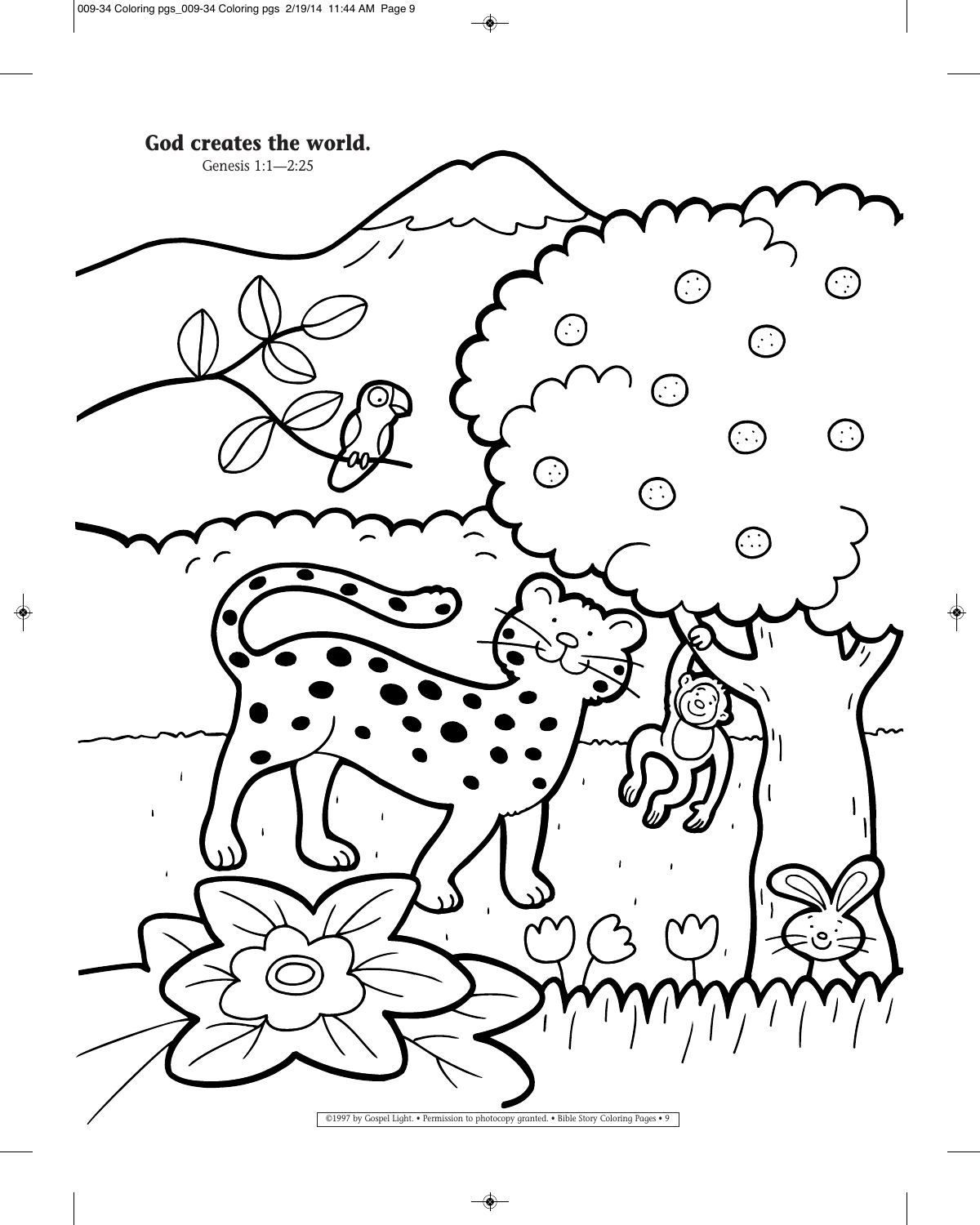**God creates the world.**

Genesis 1:1—2:25

©1997 by Gospel Light. • Permission to photocopy granted. • Bible Story Coloring Pages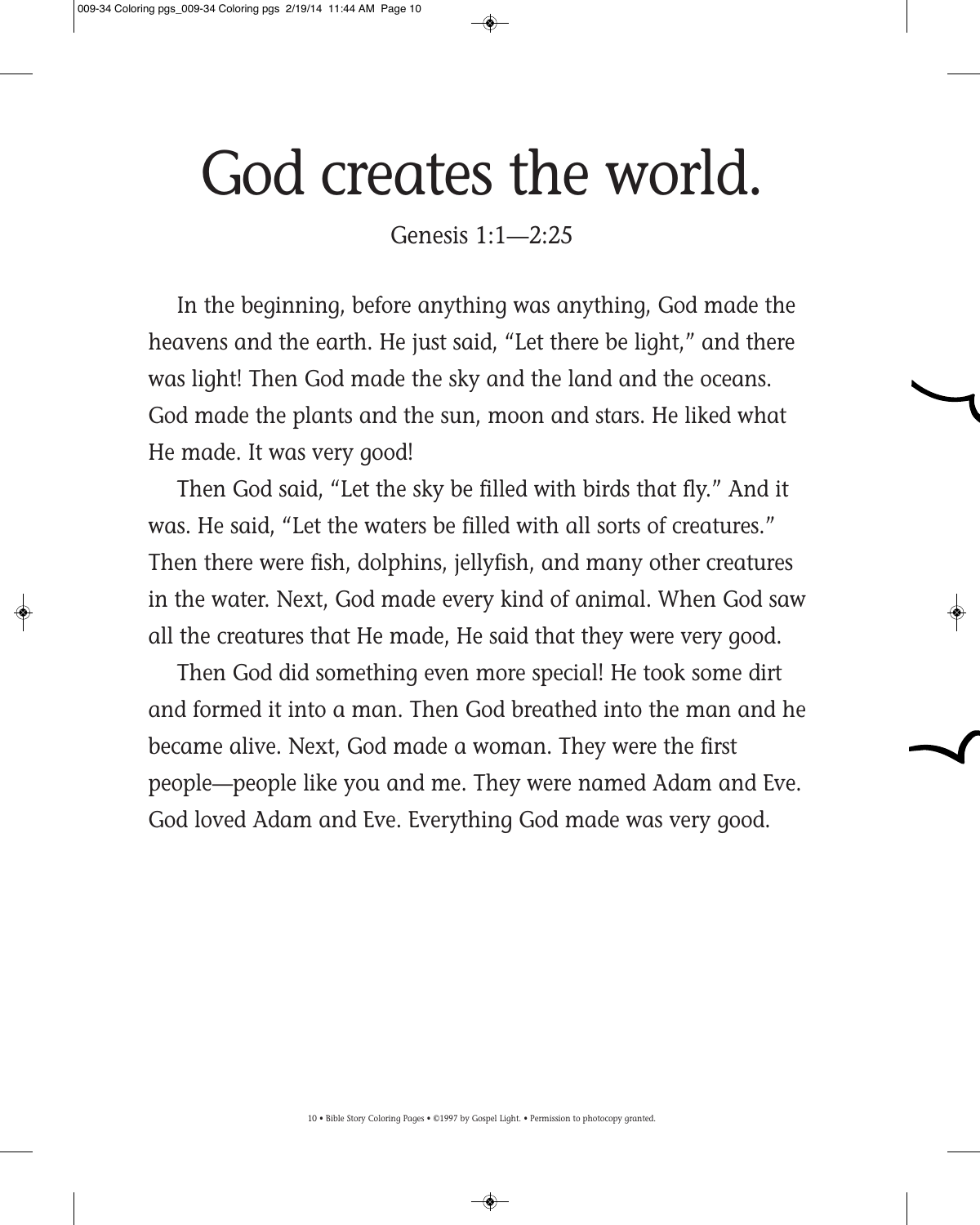# God creates the world.

Genesis 1:1—2:25

In the beginning, before anything was anything, God made the heavens and the earth. He just said, "Let there be light," and there was light! Then God made the sky and the land and the oceans. God made the plants and the sun, moon and stars. He liked what He made. It was very good!

Then God said, "Let the sky be filled with birds that fly." And it was. He said, "Let the waters be filled with all sorts of creatures." Then there were fish, dolphins, jellyfish, and many other creatures in the water. Next, God made every kind of animal. When God saw all the creatures that He made, He said that they were very good.

Then God did something even more special! He took some dirt and formed it into a man. Then God breathed into the man and he became alive. Next, God made a woman. They were the first people—people like you and me. They were named Adam and Eve. God loved Adam and Eve. Everything God made was very good.

10 • Bible Story Coloring Pages • ©1997 by Gospel Light. • Permission to photocopy granted.